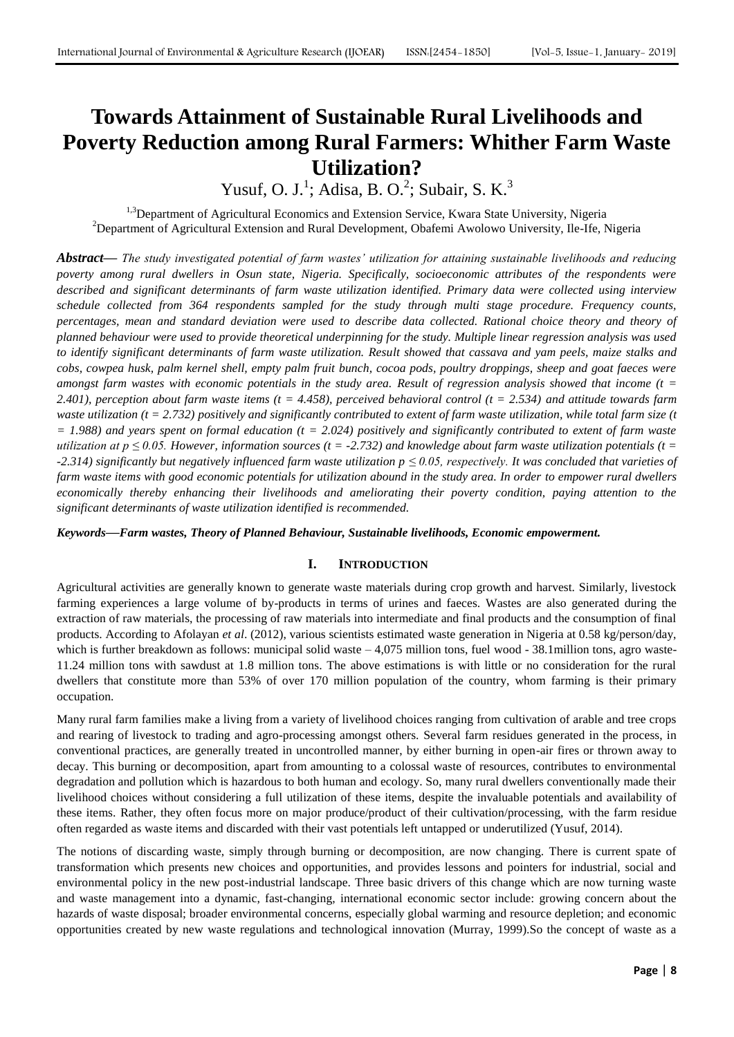# Towards Attainment of Sustainable Rural Livelihoods and Poverty Reduction among Rural Farmers: Whither Farm Waste Utilization?

Yusuf, O. J.[1]; Adisa, B. O.[2]; Subair, S. K.[3]

[1,3]Department of Agricultural Economics and Extension Service, Kwara State University, Nigeria
[2]Department of Agricultural Extension and Rural Development, Obafemi Awolowo University, Ile-Ife, Nigeria

***Abstract*—** *The study investigated potential of farm wastes' utilization for attaining sustainable livelihoods and reducing poverty among rural dwellers in Osun state, Nigeria. Specifically, socioeconomic attributes of the respondents were described and significant determinants of farm waste utilization identified. Primary data were collected using interview schedule collected from 364 respondents sampled for the study through multi stage procedure. Frequency counts, percentages, mean and standard deviation were used to describe data collected. Rational choice theory and theory of planned behaviour were used to provide theoretical underpinning for the study. Multiple linear regression analysis was used to identify significant determinants of farm waste utilization. Result showed that cassava and yam peels, maize stalks and cobs, cowpea husk, palm kernel shell, empty palm fruit bunch, cocoa pods, poultry droppings, sheep and goat faeces were amongst farm wastes with economic potentials in the study area. Result of regression analysis showed that income ($t = 2.401$), perception about farm waste items ($t = 4.458$), perceived behavioral control ($t = 2.534$) and attitude towards farm waste utilization ($t = 2.732$) positively and significantly contributed to extent of farm waste utilization, while total farm size ($t = 1.988$) and years spent on formal education ($t = 2.024$) positively and significantly contributed to extent of farm waste utilization at $p \leq 0.05$. However, information sources ($t = -2.732$) and knowledge about farm waste utilization potentials ($t = -2.314$) significantly but negatively influenced farm waste utilization $p \leq 0.05$, respectively. It was concluded that varieties of farm waste items with good economic potentials for utilization abound in the study area. In order to empower rural dwellers economically thereby enhancing their livelihoods and ameliorating their poverty condition, paying attention to the significant determinants of waste utilization identified is recommended.*

***Keywords*—*Farm wastes, Theory of Planned Behaviour, Sustainable livelihoods, Economic empowerment.***

## I. INTRODUCTION

Agricultural activities are generally known to generate waste materials during crop growth and harvest. Similarly, livestock farming experiences a large volume of by-products in terms of urines and faeces. Wastes are also generated during the extraction of raw materials, the processing of raw materials into intermediate and final products and the consumption of final products. According to Afolayan *et al*. (2012), various scientists estimated waste generation in Nigeria at 0.58 kg/person/day, which is further breakdown as follows: municipal solid waste – 4,075 million tons, fuel wood - 38.1million tons, agro waste- 11.24 million tons with sawdust at 1.8 million tons. The above estimations is with little or no consideration for the rural dwellers that constitute more than 53% of over 170 million population of the country, whom farming is their primary occupation.

Many rural farm families make a living from a variety of livelihood choices ranging from cultivation of arable and tree crops and rearing of livestock to trading and agro-processing amongst others. Several farm residues generated in the process, in conventional practices, are generally treated in uncontrolled manner, by either burning in open-air fires or thrown away to decay. This burning or decomposition, apart from amounting to a colossal waste of resources, contributes to environmental degradation and pollution which is hazardous to both human and ecology. So, many rural dwellers conventionally made their livelihood choices without considering a full utilization of these items, despite the invaluable potentials and availability of these items. Rather, they often focus more on major produce/product of their cultivation/processing, with the farm residue often regarded as waste items and discarded with their vast potentials left untapped or underutilized (Yusuf, 2014).

The notions of discarding waste, simply through burning or decomposition, are now changing. There is current spate of transformation which presents new choices and opportunities, and provides lessons and pointers for industrial, social and environmental policy in the new post-industrial landscape. Three basic drivers of this change which are now turning waste and waste management into a dynamic, fast-changing, international economic sector include: growing concern about the hazards of waste disposal; broader environmental concerns, especially global warming and resource depletion; and economic opportunities created by new waste regulations and technological innovation (Murray, 1999).So the concept of waste as a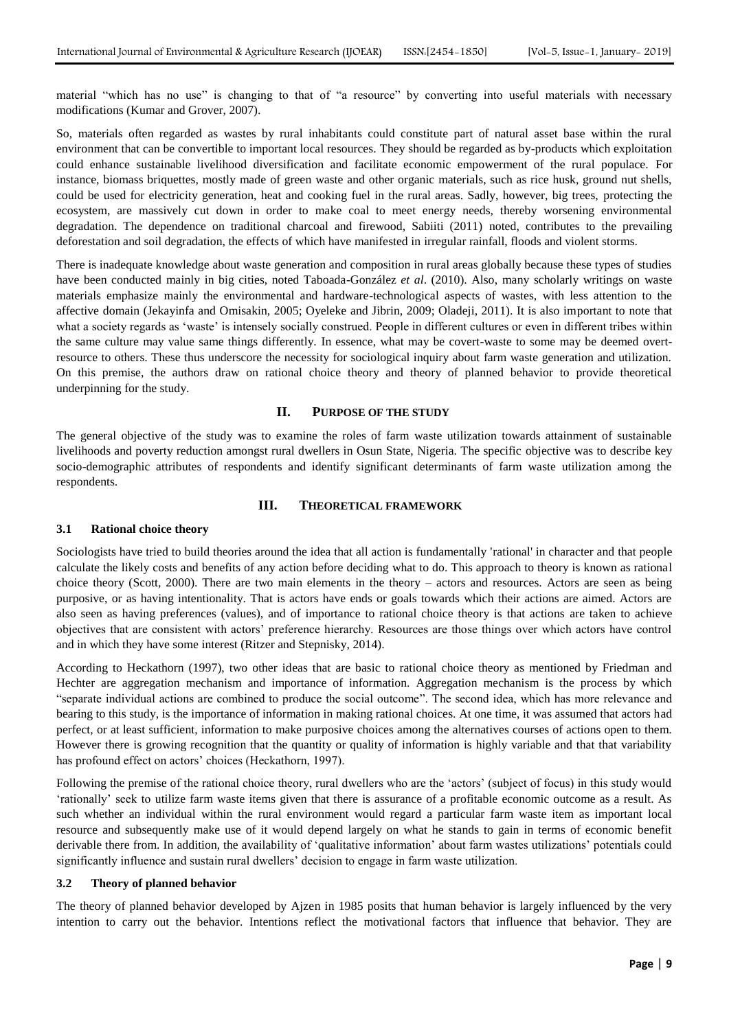material "which has no use" is changing to that of "a resource" by converting into useful materials with necessary modifications (Kumar and Grover, 2007).

So, materials often regarded as wastes by rural inhabitants could constitute part of natural asset base within the rural environment that can be convertible to important local resources. They should be regarded as by-products which exploitation could enhance sustainable livelihood diversification and facilitate economic empowerment of the rural populace. For instance, biomass briquettes, mostly made of green waste and other organic materials, such as rice husk, ground nut shells, could be used for electricity generation, heat and cooking fuel in the rural areas. Sadly, however, big trees, protecting the ecosystem, are massively cut down in order to make coal to meet energy needs, thereby worsening environmental degradation. The dependence on traditional charcoal and firewood, Sabiiti (2011) noted, contributes to the prevailing deforestation and soil degradation, the effects of which have manifested in irregular rainfall, floods and violent storms.

There is inadequate knowledge about waste generation and composition in rural areas globally because these types of studies have been conducted mainly in big cities, noted Taboada-González *et al*. (2010). Also, many scholarly writings on waste materials emphasize mainly the environmental and hardware-technological aspects of wastes, with less attention to the affective domain (Jekayinfa and Omisakin, 2005; Oyeleke and Jibrin, 2009; Oladeji, 2011). It is also important to note that what a society regards as 'waste' is intensely socially construed. People in different cultures or even in different tribes within the same culture may value same things differently. In essence, what may be covert-waste to some may be deemed overt-resource to others. These thus underscore the necessity for sociological inquiry about farm waste generation and utilization. On this premise, the authors draw on rational choice theory and theory of planned behavior to provide theoretical underpinning for the study.

## II. PURPOSE OF THE STUDY

The general objective of the study was to examine the roles of farm waste utilization towards attainment of sustainable livelihoods and poverty reduction amongst rural dwellers in Osun State, Nigeria. The specific objective was to describe key socio-demographic attributes of respondents and identify significant determinants of farm waste utilization among the respondents.

## III. THEORETICAL FRAMEWORK

### 3.1 Rational choice theory

Sociologists have tried to build theories around the idea that all action is fundamentally 'rational' in character and that people calculate the likely costs and benefits of any action before deciding what to do. This approach to theory is known as rational choice theory (Scott, 2000). There are two main elements in the theory – actors and resources. Actors are seen as being purposive, or as having intentionality. That is actors have ends or goals towards which their actions are aimed. Actors are also seen as having preferences (values), and of importance to rational choice theory is that actions are taken to achieve objectives that are consistent with actors' preference hierarchy. Resources are those things over which actors have control and in which they have some interest (Ritzer and Stepnisky, 2014).

According to Heckathorn (1997), two other ideas that are basic to rational choice theory as mentioned by Friedman and Hechter are aggregation mechanism and importance of information. Aggregation mechanism is the process by which "separate individual actions are combined to produce the social outcome". The second idea, which has more relevance and bearing to this study, is the importance of information in making rational choices. At one time, it was assumed that actors had perfect, or at least sufficient, information to make purposive choices among the alternatives courses of actions open to them. However there is growing recognition that the quantity or quality of information is highly variable and that that variability has profound effect on actors' choices (Heckathorn, 1997).

Following the premise of the rational choice theory, rural dwellers who are the 'actors' (subject of focus) in this study would 'rationally' seek to utilize farm waste items given that there is assurance of a profitable economic outcome as a result. As such whether an individual within the rural environment would regard a particular farm waste item as important local resource and subsequently make use of it would depend largely on what he stands to gain in terms of economic benefit derivable there from. In addition, the availability of 'qualitative information' about farm wastes utilizations' potentials could significantly influence and sustain rural dwellers' decision to engage in farm waste utilization.

### 3.2 Theory of planned behavior

The theory of planned behavior developed by Ajzen in 1985 posits that human behavior is largely influenced by the very intention to carry out the behavior. Intentions reflect the motivational factors that influence that behavior. They are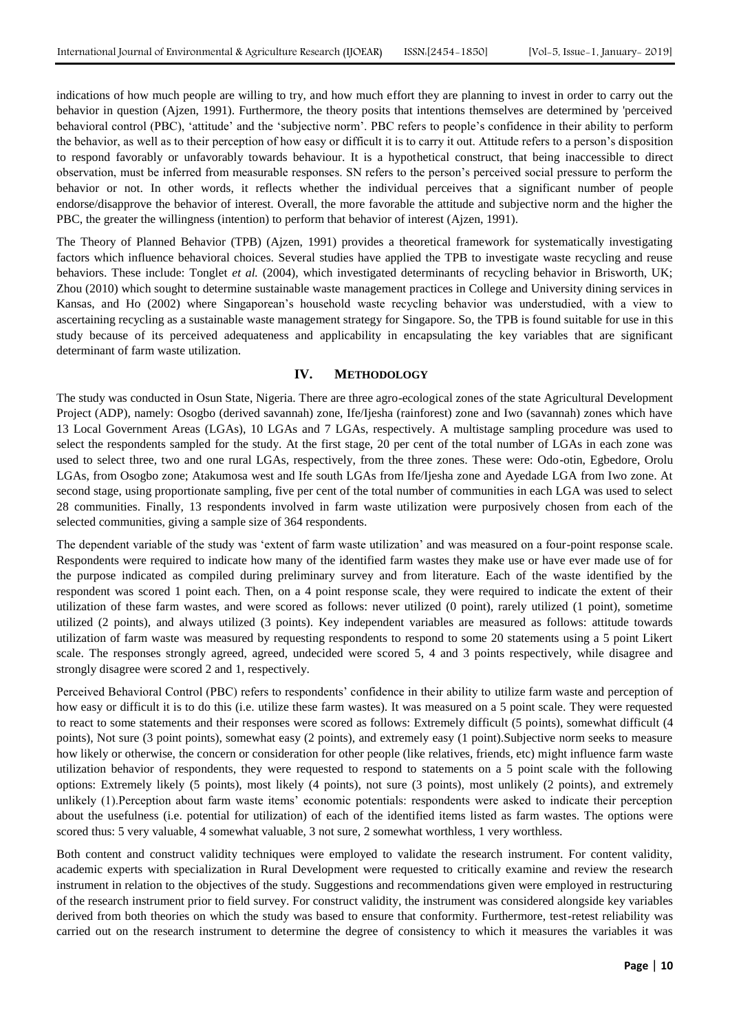indications of how much people are willing to try, and how much effort they are planning to invest in order to carry out the behavior in question (Ajzen, 1991). Furthermore, the theory posits that intentions themselves are determined by 'perceived behavioral control (PBC), 'attitude' and the 'subjective norm'. PBC refers to people's confidence in their ability to perform the behavior, as well as to their perception of how easy or difficult it is to carry it out. Attitude refers to a person's disposition to respond favorably or unfavorably towards behaviour. It is a hypothetical construct, that being inaccessible to direct observation, must be inferred from measurable responses. SN refers to the person's perceived social pressure to perform the behavior or not. In other words, it reflects whether the individual perceives that a significant number of people endorse/disapprove the behavior of interest. Overall, the more favorable the attitude and subjective norm and the higher the PBC, the greater the willingness (intention) to perform that behavior of interest (Ajzen, 1991).

The Theory of Planned Behavior (TPB) (Ajzen, 1991) provides a theoretical framework for systematically investigating factors which influence behavioral choices. Several studies have applied the TPB to investigate waste recycling and reuse behaviors. These include: Tonglet *et al.* (2004), which investigated determinants of recycling behavior in Brisworth, UK; Zhou (2010) which sought to determine sustainable waste management practices in College and University dining services in Kansas, and Ho (2002) where Singaporean's household waste recycling behavior was understudied, with a view to ascertaining recycling as a sustainable waste management strategy for Singapore. So, the TPB is found suitable for use in this study because of its perceived adequateness and applicability in encapsulating the key variables that are significant determinant of farm waste utilization.

## IV. METHODOLOGY

The study was conducted in Osun State, Nigeria. There are three agro-ecological zones of the state Agricultural Development Project (ADP), namely: Osogbo (derived savannah) zone, Ife/Ijesha (rainforest) zone and Iwo (savannah) zones which have 13 Local Government Areas (LGAs), 10 LGAs and 7 LGAs, respectively. A multistage sampling procedure was used to select the respondents sampled for the study. At the first stage, 20 per cent of the total number of LGAs in each zone was used to select three, two and one rural LGAs, respectively, from the three zones. These were: Odo-otin, Egbedore, Orolu LGAs, from Osogbo zone; Atakumosa west and Ife south LGAs from Ife/Ijesha zone and Ayedade LGA from Iwo zone. At second stage, using proportionate sampling, five per cent of the total number of communities in each LGA was used to select 28 communities. Finally, 13 respondents involved in farm waste utilization were purposively chosen from each of the selected communities, giving a sample size of 364 respondents.

The dependent variable of the study was 'extent of farm waste utilization' and was measured on a four-point response scale. Respondents were required to indicate how many of the identified farm wastes they make use or have ever made use of for the purpose indicated as compiled during preliminary survey and from literature. Each of the waste identified by the respondent was scored 1 point each. Then, on a 4 point response scale, they were required to indicate the extent of their utilization of these farm wastes, and were scored as follows: never utilized (0 point), rarely utilized (1 point), sometime utilized (2 points), and always utilized (3 points). Key independent variables are measured as follows: attitude towards utilization of farm waste was measured by requesting respondents to respond to some 20 statements using a 5 point Likert scale. The responses strongly agreed, agreed, undecided were scored 5, 4 and 3 points respectively, while disagree and strongly disagree were scored 2 and 1, respectively.

Perceived Behavioral Control (PBC) refers to respondents' confidence in their ability to utilize farm waste and perception of how easy or difficult it is to do this (i.e. utilize these farm wastes). It was measured on a 5 point scale. They were requested to react to some statements and their responses were scored as follows: Extremely difficult (5 points), somewhat difficult (4 points), Not sure (3 point points), somewhat easy (2 points), and extremely easy (1 point).Subjective norm seeks to measure how likely or otherwise, the concern or consideration for other people (like relatives, friends, etc) might influence farm waste utilization behavior of respondents, they were requested to respond to statements on a 5 point scale with the following options: Extremely likely (5 points), most likely (4 points), not sure (3 points), most unlikely (2 points), and extremely unlikely (1).Perception about farm waste items' economic potentials: respondents were asked to indicate their perception about the usefulness (i.e. potential for utilization) of each of the identified items listed as farm wastes. The options were scored thus: 5 very valuable, 4 somewhat valuable, 3 not sure, 2 somewhat worthless, 1 very worthless.

Both content and construct validity techniques were employed to validate the research instrument. For content validity, academic experts with specialization in Rural Development were requested to critically examine and review the research instrument in relation to the objectives of the study. Suggestions and recommendations given were employed in restructuring of the research instrument prior to field survey. For construct validity, the instrument was considered alongside key variables derived from both theories on which the study was based to ensure that conformity. Furthermore, test-retest reliability was carried out on the research instrument to determine the degree of consistency to which it measures the variables it was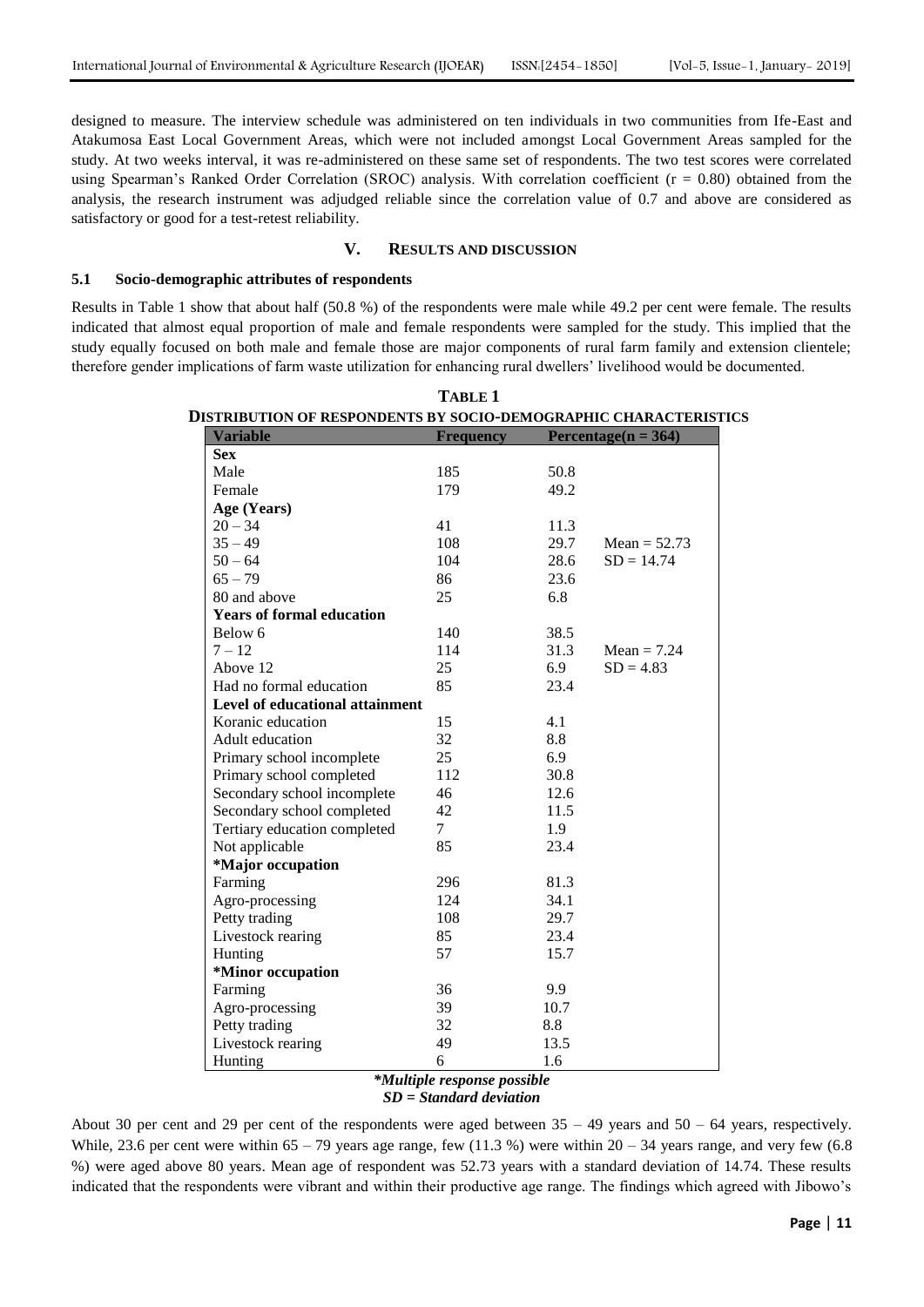designed to measure. The interview schedule was administered on ten individuals in two communities from Ife-East and Atakumosa East Local Government Areas, which were not included amongst Local Government Areas sampled for the study. At two weeks interval, it was re-administered on these same set of respondents. The two test scores were correlated using Spearman's Ranked Order Correlation (SROC) analysis. With correlation coefficient (r = 0.80) obtained from the analysis, the research instrument was adjudged reliable since the correlation value of 0.7 and above are considered as satisfactory or good for a test-retest reliability.

## V. RESULTS AND DISCUSSION

### 5.1 Socio-demographic attributes of respondents

Results in Table 1 show that about half (50.8 %) of the respondents were male while 49.2 per cent were female. The results indicated that almost equal proportion of male and female respondents were sampled for the study. This implied that the study equally focused on both male and female those are major components of rural farm family and extension clientele; therefore gender implications of farm waste utilization for enhancing rural dwellers' livelihood would be documented.

**TABLE 1**
**DISTRIBUTION OF RESPONDENTS BY SOCIO-DEMOGRAPHIC CHARACTERISTICS**

| Variable | Frequency | Percentage(n = 364) | |
|---|---|---|---|
| **Sex** | | | |
| Male | 185 | 50.8 | |
| Female | 179 | 49.2 | |
| **Age (Years)** | | | |
| 20 – 34 | 41 | 11.3 | |
| 35 – 49 | 108 | 29.7 | Mean = 52.73 |
| 50 – 64 | 104 | 28.6 | SD = 14.74 |
| 65 – 79 | 86 | 23.6 | |
| 80 and above | 25 | 6.8 | |
| **Years of formal education** | | | |
| Below 6 | 140 | 38.5 | |
| 7 – 12 | 114 | 31.3 | Mean = 7.24 |
| Above 12 | 25 | 6.9 | SD = 4.83 |
| Had no formal education | 85 | 23.4 | |
| **Level of educational attainment** | | | |
| Koranic education | 15 | 4.1 | |
| Adult education | 32 | 8.8 | |
| Primary school incomplete | 25 | 6.9 | |
| Primary school completed | 112 | 30.8 | |
| Secondary school incomplete | 46 | 12.6 | |
| Secondary school completed | 42 | 11.5 | |
| Tertiary education completed | 7 | 1.9 | |
| Not applicable | 85 | 23.4 | |
| **\*Major occupation** | | | |
| Farming | 296 | 81.3 | |
| Agro-processing | 124 | 34.1 | |
| Petty trading | 108 | 29.7 | |
| Livestock rearing | 85 | 23.4 | |
| Hunting | 57 | 15.7 | |
| **\*Minor occupation** | | | |
| Farming | 36 | 9.9 | |
| Agro-processing | 39 | 10.7 | |
| Petty trading | 32 | 8.8 | |
| Livestock rearing | 49 | 13.5 | |
| Hunting | 6 | 1.6 | |

***Multiple response possible***
***SD = Standard deviation***

About 30 per cent and 29 per cent of the respondents were aged between 35 – 49 years and 50 – 64 years, respectively. While, 23.6 per cent were within 65 – 79 years age range, few (11.3 %) were within 20 – 34 years range, and very few (6.8 %) were aged above 80 years. Mean age of respondent was 52.73 years with a standard deviation of 14.74. These results indicated that the respondents were vibrant and within their productive age range. The findings which agreed with Jibowo's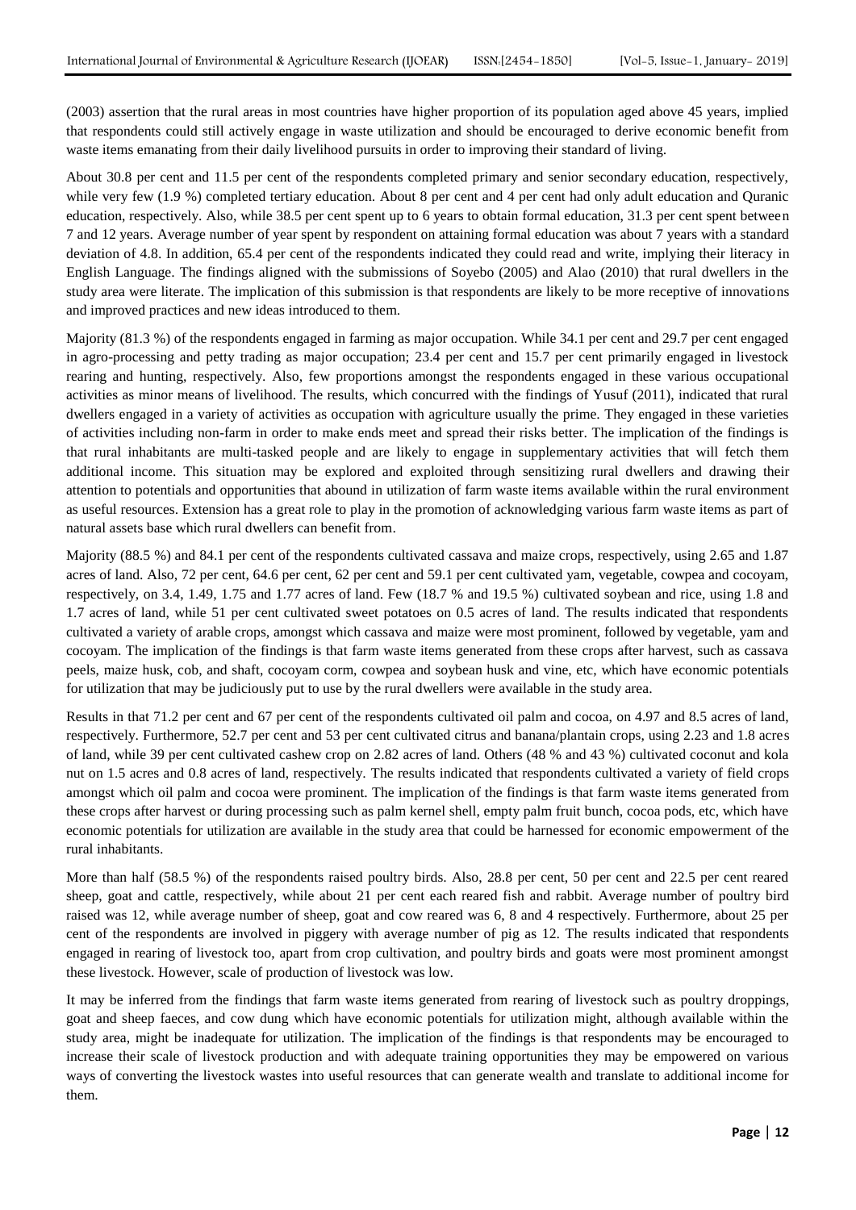(2003) assertion that the rural areas in most countries have higher proportion of its population aged above 45 years, implied that respondents could still actively engage in waste utilization and should be encouraged to derive economic benefit from waste items emanating from their daily livelihood pursuits in order to improving their standard of living.

About 30.8 per cent and 11.5 per cent of the respondents completed primary and senior secondary education, respectively, while very few (1.9 %) completed tertiary education. About 8 per cent and 4 per cent had only adult education and Quranic education, respectively. Also, while 38.5 per cent spent up to 6 years to obtain formal education, 31.3 per cent spent between 7 and 12 years. Average number of year spent by respondent on attaining formal education was about 7 years with a standard deviation of 4.8. In addition, 65.4 per cent of the respondents indicated they could read and write, implying their literacy in English Language. The findings aligned with the submissions of Soyebo (2005) and Alao (2010) that rural dwellers in the study area were literate. The implication of this submission is that respondents are likely to be more receptive of innovations and improved practices and new ideas introduced to them.

Majority (81.3 %) of the respondents engaged in farming as major occupation. While 34.1 per cent and 29.7 per cent engaged in agro-processing and petty trading as major occupation; 23.4 per cent and 15.7 per cent primarily engaged in livestock rearing and hunting, respectively. Also, few proportions amongst the respondents engaged in these various occupational activities as minor means of livelihood. The results, which concurred with the findings of Yusuf (2011), indicated that rural dwellers engaged in a variety of activities as occupation with agriculture usually the prime. They engaged in these varieties of activities including non-farm in order to make ends meet and spread their risks better. The implication of the findings is that rural inhabitants are multi-tasked people and are likely to engage in supplementary activities that will fetch them additional income. This situation may be explored and exploited through sensitizing rural dwellers and drawing their attention to potentials and opportunities that abound in utilization of farm waste items available within the rural environment as useful resources. Extension has a great role to play in the promotion of acknowledging various farm waste items as part of natural assets base which rural dwellers can benefit from.

Majority (88.5 %) and 84.1 per cent of the respondents cultivated cassava and maize crops, respectively, using 2.65 and 1.87 acres of land. Also, 72 per cent, 64.6 per cent, 62 per cent and 59.1 per cent cultivated yam, vegetable, cowpea and cocoyam, respectively, on 3.4, 1.49, 1.75 and 1.77 acres of land. Few (18.7 % and 19.5 %) cultivated soybean and rice, using 1.8 and 1.7 acres of land, while 51 per cent cultivated sweet potatoes on 0.5 acres of land. The results indicated that respondents cultivated a variety of arable crops, amongst which cassava and maize were most prominent, followed by vegetable, yam and cocoyam. The implication of the findings is that farm waste items generated from these crops after harvest, such as cassava peels, maize husk, cob, and shaft, cocoyam corm, cowpea and soybean husk and vine, etc, which have economic potentials for utilization that may be judiciously put to use by the rural dwellers were available in the study area.

Results in that 71.2 per cent and 67 per cent of the respondents cultivated oil palm and cocoa, on 4.97 and 8.5 acres of land, respectively. Furthermore, 52.7 per cent and 53 per cent cultivated citrus and banana/plantain crops, using 2.23 and 1.8 acres of land, while 39 per cent cultivated cashew crop on 2.82 acres of land. Others (48 % and 43 %) cultivated coconut and kola nut on 1.5 acres and 0.8 acres of land, respectively. The results indicated that respondents cultivated a variety of field crops amongst which oil palm and cocoa were prominent. The implication of the findings is that farm waste items generated from these crops after harvest or during processing such as palm kernel shell, empty palm fruit bunch, cocoa pods, etc, which have economic potentials for utilization are available in the study area that could be harnessed for economic empowerment of the rural inhabitants.

More than half (58.5 %) of the respondents raised poultry birds. Also, 28.8 per cent, 50 per cent and 22.5 per cent reared sheep, goat and cattle, respectively, while about 21 per cent each reared fish and rabbit. Average number of poultry bird raised was 12, while average number of sheep, goat and cow reared was 6, 8 and 4 respectively. Furthermore, about 25 per cent of the respondents are involved in piggery with average number of pig as 12. The results indicated that respondents engaged in rearing of livestock too, apart from crop cultivation, and poultry birds and goats were most prominent amongst these livestock. However, scale of production of livestock was low.

It may be inferred from the findings that farm waste items generated from rearing of livestock such as poultry droppings, goat and sheep faeces, and cow dung which have economic potentials for utilization might, although available within the study area, might be inadequate for utilization. The implication of the findings is that respondents may be encouraged to increase their scale of livestock production and with adequate training opportunities they may be empowered on various ways of converting the livestock wastes into useful resources that can generate wealth and translate to additional income for them.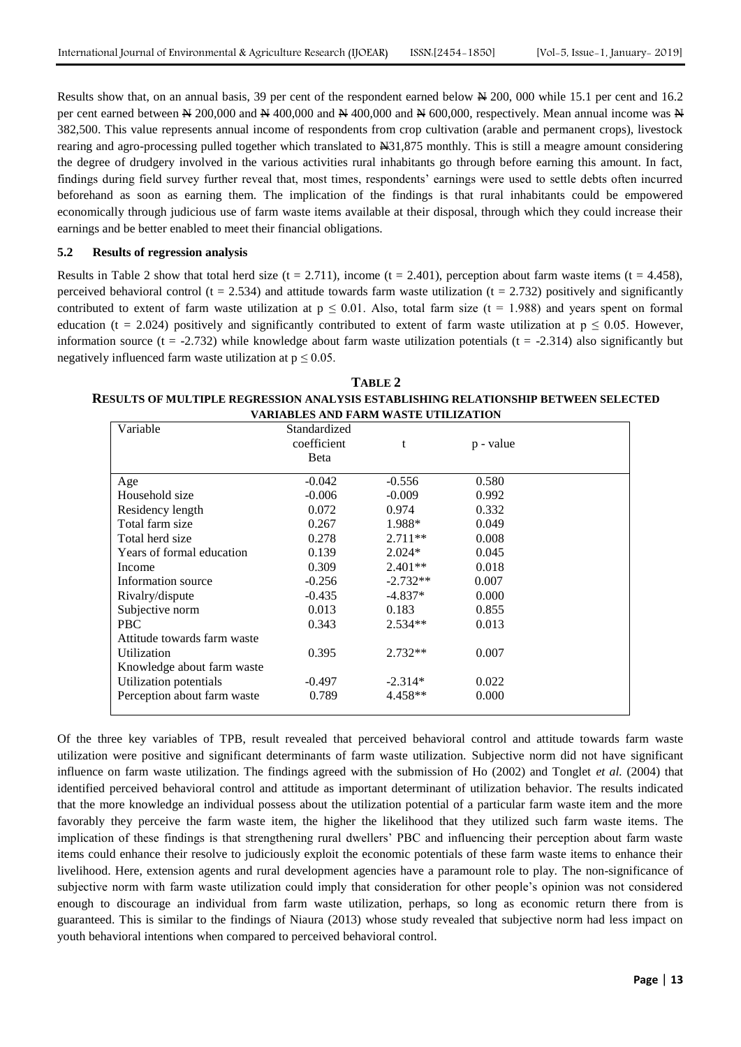Results show that, on an annual basis, 39 per cent of the respondent earned below ₦ 200, 000 while 15.1 per cent and 16.2 per cent earned between ₦ 200,000 and ₦ 400,000 and ₦ 400,000 and ₦ 600,000, respectively. Mean annual income was ₦ 382,500. This value represents annual income of respondents from crop cultivation (arable and permanent crops), livestock rearing and agro-processing pulled together which translated to ₦31,875 monthly. This is still a meagre amount considering the degree of drudgery involved in the various activities rural inhabitants go through before earning this amount. In fact, findings during field survey further reveal that, most times, respondents' earnings were used to settle debts often incurred beforehand as soon as earning them. The implication of the findings is that rural inhabitants could be empowered economically through judicious use of farm waste items available at their disposal, through which they could increase their earnings and be better enabled to meet their financial obligations.

### 5.2 Results of regression analysis

Results in Table 2 show that total herd size (t = 2.711), income (t = 2.401), perception about farm waste items (t = 4.458), perceived behavioral control (t = 2.534) and attitude towards farm waste utilization (t = 2.732) positively and significantly contributed to extent of farm waste utilization at $p \leq 0.01$. Also, total farm size (t = 1.988) and years spent on formal education (t = 2.024) positively and significantly contributed to extent of farm waste utilization at $p \leq 0.05$. However, information source (t = -2.732) while knowledge about farm waste utilization potentials (t = -2.314) also significantly but negatively influenced farm waste utilization at $p \leq 0.05$.

**TABLE 2**
**RESULTS OF MULTIPLE REGRESSION ANALYSIS ESTABLISHING RELATIONSHIP BETWEEN SELECTED VARIABLES AND FARM WASTE UTILIZATION**

| Variable | Standardized coefficient Beta | t | p - value |
|---|---|---|---|
| Age | -0.042 | -0.556 | 0.580 |
| Household size | -0.006 | -0.009 | 0.992 |
| Residency length | 0.072 | 0.974 | 0.332 |
| Total farm size | 0.267 | 1.988* | 0.049 |
| Total herd size | 0.278 | 2.711** | 0.008 |
| Years of formal education | 0.139 | 2.024* | 0.045 |
| Income | 0.309 | 2.401** | 0.018 |
| Information source | -0.256 | -2.732** | 0.007 |
| Rivalry/dispute | -0.435 | -4.837* | 0.000 |
| Subjective norm | 0.013 | 0.183 | 0.855 |
| PBC | 0.343 | 2.534** | 0.013 |
| Attitude towards farm waste Utilization | 0.395 | 2.732** | 0.007 |
| Knowledge about farm waste Utilization potentials | -0.497 | -2.314* | 0.022 |
| Perception about farm waste | 0.789 | 4.458** | 0.000 |

Of the three key variables of TPB, result revealed that perceived behavioral control and attitude towards farm waste utilization were positive and significant determinants of farm waste utilization. Subjective norm did not have significant influence on farm waste utilization. The findings agreed with the submission of Ho (2002) and Tonglet *et al.* (2004) that identified perceived behavioral control and attitude as important determinant of utilization behavior. The results indicated that the more knowledge an individual possess about the utilization potential of a particular farm waste item and the more favorably they perceive the farm waste item, the higher the likelihood that they utilized such farm waste items. The implication of these findings is that strengthening rural dwellers' PBC and influencing their perception about farm waste items could enhance their resolve to judiciously exploit the economic potentials of these farm waste items to enhance their livelihood. Here, extension agents and rural development agencies have a paramount role to play. The non-significance of subjective norm with farm waste utilization could imply that consideration for other people's opinion was not considered enough to discourage an individual from farm waste utilization, perhaps, so long as economic return there from is guaranteed. This is similar to the findings of Niaura (2013) whose study revealed that subjective norm had less impact on youth behavioral intentions when compared to perceived behavioral control.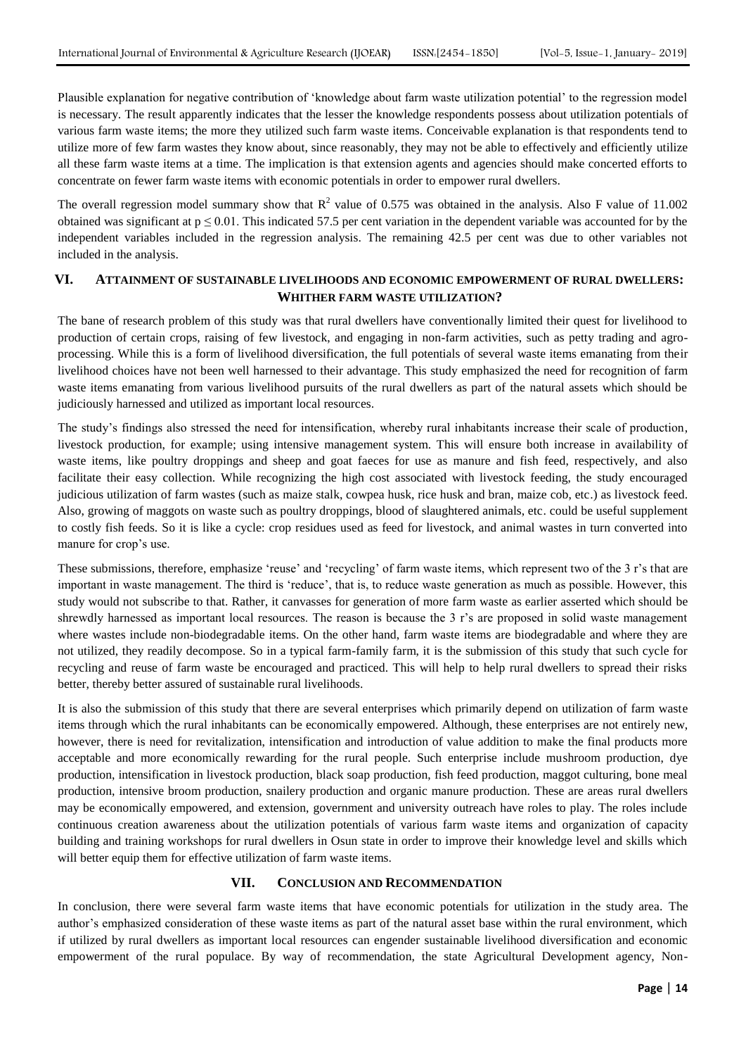Plausible explanation for negative contribution of 'knowledge about farm waste utilization potential' to the regression model is necessary. The result apparently indicates that the lesser the knowledge respondents possess about utilization potentials of various farm waste items; the more they utilized such farm waste items. Conceivable explanation is that respondents tend to utilize more of few farm wastes they know about, since reasonably, they may not be able to effectively and efficiently utilize all these farm waste items at a time. The implication is that extension agents and agencies should make concerted efforts to concentrate on fewer farm waste items with economic potentials in order to empower rural dwellers.

The overall regression model summary show that $R^2$ value of 0.575 was obtained in the analysis. Also F value of 11.002 obtained was significant at $p \leq 0.01$. This indicated 57.5 per cent variation in the dependent variable was accounted for by the independent variables included in the regression analysis. The remaining 42.5 per cent was due to other variables not included in the analysis.

## VI. Attainment of Sustainable Livelihoods and Economic Empowerment of Rural Dwellers: Whither Farm Waste Utilization?

The bane of research problem of this study was that rural dwellers have conventionally limited their quest for livelihood to production of certain crops, raising of few livestock, and engaging in non-farm activities, such as petty trading and agro-processing. While this is a form of livelihood diversification, the full potentials of several waste items emanating from their livelihood choices have not been well harnessed to their advantage. This study emphasized the need for recognition of farm waste items emanating from various livelihood pursuits of the rural dwellers as part of the natural assets which should be judiciously harnessed and utilized as important local resources.

The study's findings also stressed the need for intensification, whereby rural inhabitants increase their scale of production, livestock production, for example; using intensive management system. This will ensure both increase in availability of waste items, like poultry droppings and sheep and goat faeces for use as manure and fish feed, respectively, and also facilitate their easy collection. While recognizing the high cost associated with livestock feeding, the study encouraged judicious utilization of farm wastes (such as maize stalk, cowpea husk, rice husk and bran, maize cob, etc.) as livestock feed. Also, growing of maggots on waste such as poultry droppings, blood of slaughtered animals, etc. could be useful supplement to costly fish feeds. So it is like a cycle: crop residues used as feed for livestock, and animal wastes in turn converted into manure for crop's use.

These submissions, therefore, emphasize 'reuse' and 'recycling' of farm waste items, which represent two of the 3 r's that are important in waste management. The third is 'reduce', that is, to reduce waste generation as much as possible. However, this study would not subscribe to that. Rather, it canvasses for generation of more farm waste as earlier asserted which should be shrewdly harnessed as important local resources. The reason is because the 3 r's are proposed in solid waste management where wastes include non-biodegradable items. On the other hand, farm waste items are biodegradable and where they are not utilized, they readily decompose. So in a typical farm-family farm, it is the submission of this study that such cycle for recycling and reuse of farm waste be encouraged and practiced. This will help to help rural dwellers to spread their risks better, thereby better assured of sustainable rural livelihoods.

It is also the submission of this study that there are several enterprises which primarily depend on utilization of farm waste items through which the rural inhabitants can be economically empowered. Although, these enterprises are not entirely new, however, there is need for revitalization, intensification and introduction of value addition to make the final products more acceptable and more economically rewarding for the rural people. Such enterprise include mushroom production, dye production, intensification in livestock production, black soap production, fish feed production, maggot culturing, bone meal production, intensive broom production, snailery production and organic manure production. These are areas rural dwellers may be economically empowered, and extension, government and university outreach have roles to play. The roles include continuous creation awareness about the utilization potentials of various farm waste items and organization of capacity building and training workshops for rural dwellers in Osun state in order to improve their knowledge level and skills which will better equip them for effective utilization of farm waste items.

## VII. Conclusion and Recommendation

In conclusion, there were several farm waste items that have economic potentials for utilization in the study area. The author's emphasized consideration of these waste items as part of the natural asset base within the rural environment, which if utilized by rural dwellers as important local resources can engender sustainable livelihood diversification and economic empowerment of the rural populace. By way of recommendation, the state Agricultural Development agency, Non-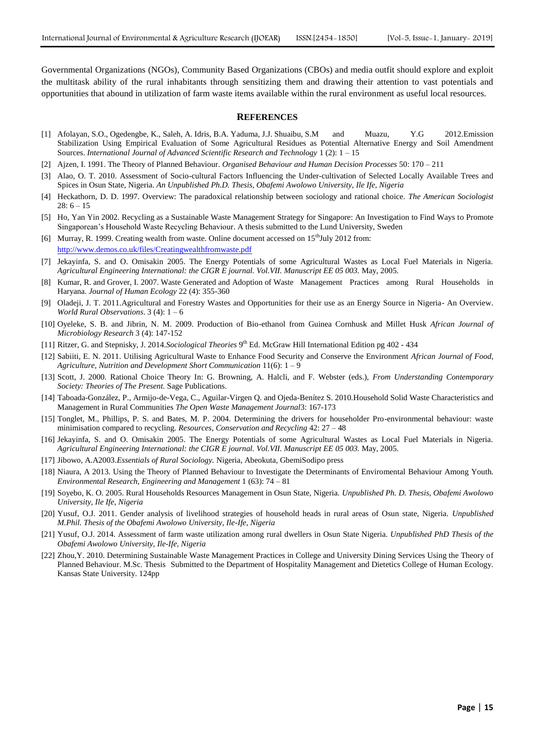Governmental Organizations (NGOs), Community Based Organizations (CBOs) and media outfit should explore and exploit the multitask ability of the rural inhabitants through sensitizing them and drawing their attention to vast potentials and opportunities that abound in utilization of farm waste items available within the rural environment as useful local resources.

## REFERENCES

[1] Afolayan, S.O., Ogedengbe, K., Saleh, A. Idris, B.A. Yaduma, J.J. Shuaibu, S.M and Muazu, Y.G 2012.Emission Stabilization Using Empirical Evaluation of Some Agricultural Residues as Potential Alternative Energy and Soil Amendment Sources. *International Journal of Advanced Scientific Research and Technology* 1 (2): 1 – 15

[2] Ajzen, I. 1991. The Theory of Planned Behaviour. *Organised Behaviour and Human Decision Processes* 50: 170 – 211

[3] Alao, O. T. 2010. Assessment of Socio-cultural Factors Influencing the Under-cultivation of Selected Locally Available Trees and Spices in Osun State, Nigeria. *An Unpublished Ph.D. Thesis, Obafemi Awolowo University, Ile Ife, Nigeria*

[4] Heckathorn, D. D. 1997. Overview: The paradoxical relationship between sociology and rational choice. *The American Sociologist* 28: 6 – 15

[5] Ho, Yan Yin 2002. Recycling as a Sustainable Waste Management Strategy for Singapore: An Investigation to Find Ways to Promote Singaporean's Household Waste Recycling Behaviour. A thesis submitted to the Lund University, Sweden

[6] Murray, R. 1999. Creating wealth from waste. Online document accessed on 15thJuly 2012 from: http://www.demos.co.uk/files/Creatingwealthfromwaste.pdf

[7] Jekayinfa, S. and O. Omisakin 2005. The Energy Potentials of some Agricultural Wastes as Local Fuel Materials in Nigeria. *Agricultural Engineering International: the CIGR E journal. Vol.VII. Manuscript EE 05 003.* May, 2005.

[8] Kumar, R. and Grover, I. 2007. Waste Generated and Adoption of Waste Management Practices among Rural Households in Haryana. *Journal of Human Ecology* 22 (4): 355-360

[9] Oladeji, J. T. 2011.Agricultural and Forestry Wastes and Opportunities for their use as an Energy Source in Nigeria- An Overview. *World Rural Observations*. 3 (4): 1 – 6

[10] Oyeleke, S. B. and Jibrin, N. M. 2009. Production of Bio-ethanol from Guinea Cornhusk and Millet Husk *African Journal of Microbiology Research* 3 (4): 147-152

[11] Ritzer, G. and Stepnisky, J. 2014.*Sociological Theories* 9th Ed. McGraw Hill International Edition pg 402 - 434

[12] Sabiiti, E. N. 2011. Utilising Agricultural Waste to Enhance Food Security and Conserve the Environment *African Journal of Food, Agriculture, Nutrition and Development Short Communication* 11(6): 1 – 9

[13] Scott, J. 2000. Rational Choice Theory In: G. Browning, A. Halcli, and F. Webster (eds.), *From Understanding Contemporary Society: Theories of The Present.* Sage Publications.

[14] Taboada-González, P., Armijo-de-Vega, C., Aguilar-Virgen Q. and Ojeda-Benítez S. 2010.Household Solid Waste Characteristics and Management in Rural Communities *The Open Waste Management Journal*3: 167-173

[15] Tonglet, M., Phillips, P. S. and Bates, M. P. 2004. Determining the drivers for householder Pro-environmental behaviour: waste minimisation compared to recycling. *Resources, Conservation and Recycling* 42: 27 – 48

[16] Jekayinfa, S. and O. Omisakin 2005. The Energy Potentials of some Agricultural Wastes as Local Fuel Materials in Nigeria. *Agricultural Engineering International: the CIGR E journal. Vol.VII. Manuscript EE 05 003.* May, 2005.

[17] Jibowo, A.A2003.*Essentials of Rural Sociology.* Nigeria, Abeokuta, GbemiSodipo press

[18] Niaura, A 2013. Using the Theory of Planned Behaviour to Investigate the Determinants of Enviromental Behaviour Among Youth. *Environmental Research, Engineering and Management* 1 (63): 74 – 81

[19] Soyebo, K. O. 2005. Rural Households Resources Management in Osun State, Nigeria. *Unpublished Ph. D. Thesis, Obafemi Awolowo University, Ile Ife, Nigeria*

[20] Yusuf, O.J. 2011. Gender analysis of livelihood strategies of household heads in rural areas of Osun state, Nigeria. *Unpublished M.Phil. Thesis of the Obafemi Awolowo University, Ile-Ife, Nigeria*

[21] Yusuf, O.J. 2014. Assessment of farm waste utilization among rural dwellers in Osun State Nigeria. *Unpublished PhD Thesis of the Obafemi Awolowo University, Ile-Ife, Nigeria*

[22] Zhou,Y. 2010. Determining Sustainable Waste Management Practices in College and University Dining Services Using the Theory of Planned Behaviour. M.Sc. Thesis Submitted to the Department of Hospitality Management and Dietetics College of Human Ecology. Kansas State University. 124pp